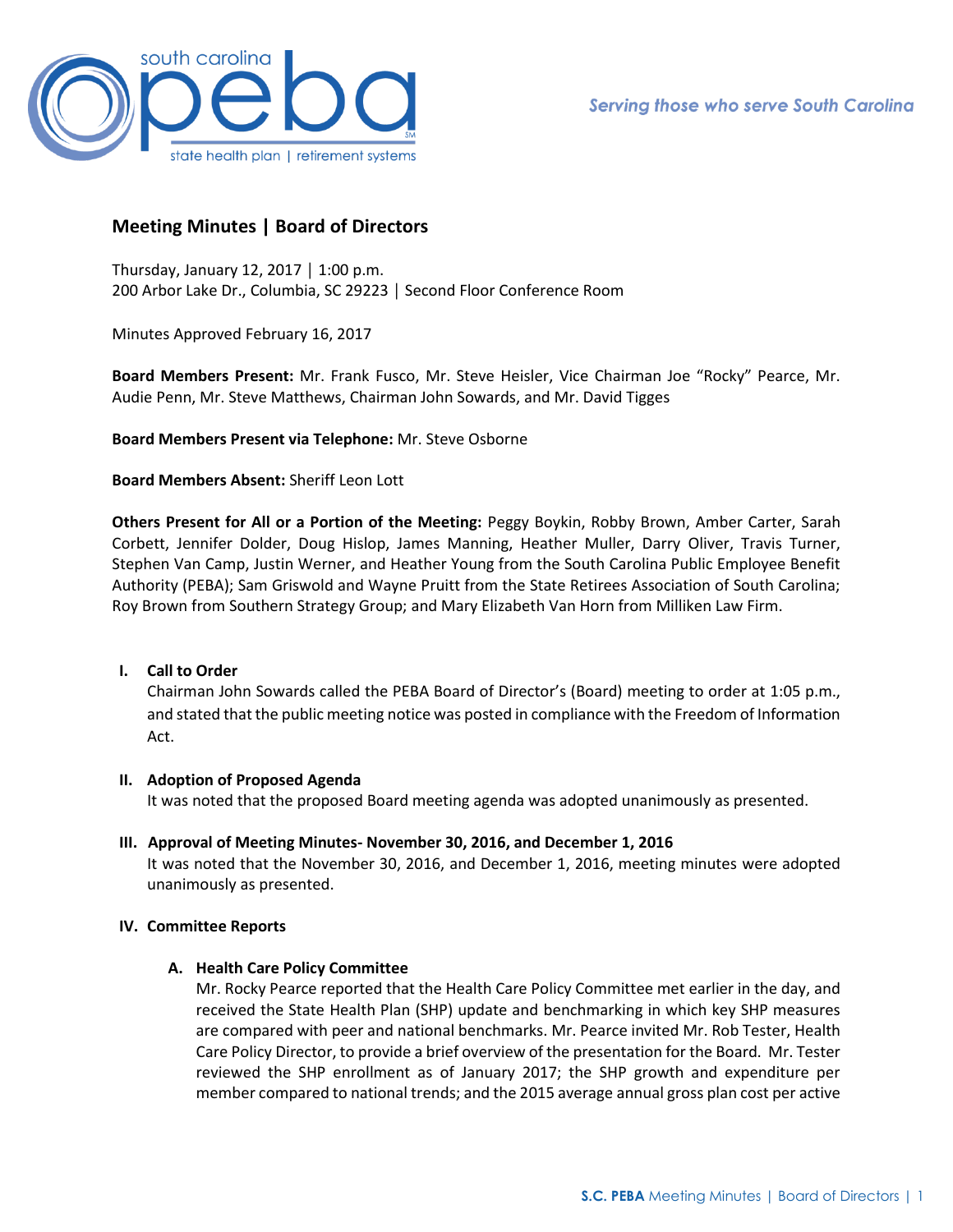# Meeting Minutes | Board of Directors

Thursday, January 12, 2017 | 1:00 p.m.
200 Arbor Lake Dr., Columbia, SC 29223 | Second Floor Conference Room

Minutes Approved February 16, 2017

**Board Members Present:** Mr. Frank Fusco, Mr. Steve Heisler, Vice Chairman Joe "Rocky" Pearce, Mr. Audie Penn, Mr. Steve Matthews, Chairman John Sowards, and Mr. David Tigges

**Board Members Present via Telephone:** Mr. Steve Osborne

**Board Members Absent:** Sheriff Leon Lott

**Others Present for All or a Portion of the Meeting:** Peggy Boykin, Robby Brown, Amber Carter, Sarah Corbett, Jennifer Dolder, Doug Hislop, James Manning, Heather Muller, Darry Oliver, Travis Turner, Stephen Van Camp, Justin Werner, and Heather Young from the South Carolina Public Employee Benefit Authority (PEBA); Sam Griswold and Wayne Pruitt from the State Retirees Association of South Carolina; Roy Brown from Southern Strategy Group; and Mary Elizabeth Van Horn from Milliken Law Firm.

## I. Call to Order

Chairman John Sowards called the PEBA Board of Director's (Board) meeting to order at 1:05 p.m., and stated that the public meeting notice was posted in compliance with the Freedom of Information Act.

## II. Adoption of Proposed Agenda

It was noted that the proposed Board meeting agenda was adopted unanimously as presented.

## III. Approval of Meeting Minutes- November 30, 2016, and December 1, 2016

It was noted that the November 30, 2016, and December 1, 2016, meeting minutes were adopted unanimously as presented.

## IV. Committee Reports

### A. Health Care Policy Committee

Mr. Rocky Pearce reported that the Health Care Policy Committee met earlier in the day, and received the State Health Plan (SHP) update and benchmarking in which key SHP measures are compared with peer and national benchmarks. Mr. Pearce invited Mr. Rob Tester, Health Care Policy Director, to provide a brief overview of the presentation for the Board. Mr. Tester reviewed the SHP enrollment as of January 2017; the SHP growth and expenditure per member compared to national trends; and the 2015 average annual gross plan cost per active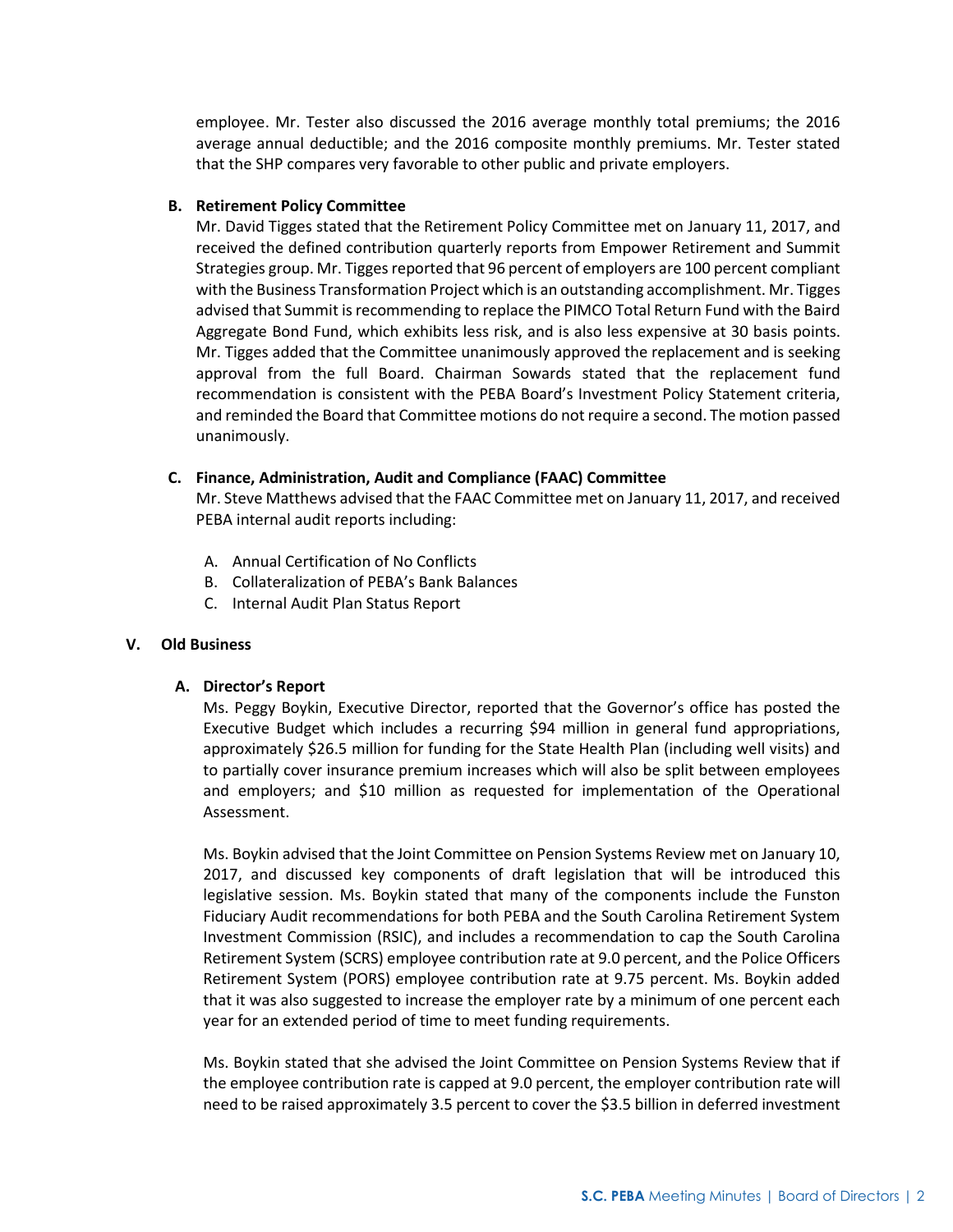employee. Mr. Tester also discussed the 2016 average monthly total premiums; the 2016 average annual deductible; and the 2016 composite monthly premiums. Mr. Tester stated that the SHP compares very favorable to other public and private employers.

**B. Retirement Policy Committee**

Mr. David Tigges stated that the Retirement Policy Committee met on January 11, 2017, and received the defined contribution quarterly reports from Empower Retirement and Summit Strategies group. Mr. Tigges reported that 96 percent of employers are 100 percent compliant with the Business Transformation Project which is an outstanding accomplishment. Mr. Tigges advised that Summit is recommending to replace the PIMCO Total Return Fund with the Baird Aggregate Bond Fund, which exhibits less risk, and is also less expensive at 30 basis points. Mr. Tigges added that the Committee unanimously approved the replacement and is seeking approval from the full Board. Chairman Sowards stated that the replacement fund recommendation is consistent with the PEBA Board's Investment Policy Statement criteria, and reminded the Board that Committee motions do not require a second. The motion passed unanimously.

**C. Finance, Administration, Audit and Compliance (FAAC) Committee**

Mr. Steve Matthews advised that the FAAC Committee met on January 11, 2017, and received PEBA internal audit reports including:

A. Annual Certification of No Conflicts
B. Collateralization of PEBA's Bank Balances
C. Internal Audit Plan Status Report

**V. Old Business**

**A. Director's Report**

Ms. Peggy Boykin, Executive Director, reported that the Governor's office has posted the Executive Budget which includes a recurring $94 million in general fund appropriations, approximately $26.5 million for funding for the State Health Plan (including well visits) and to partially cover insurance premium increases which will also be split between employees and employers; and $10 million as requested for implementation of the Operational Assessment.

Ms. Boykin advised that the Joint Committee on Pension Systems Review met on January 10, 2017, and discussed key components of draft legislation that will be introduced this legislative session. Ms. Boykin stated that many of the components include the Funston Fiduciary Audit recommendations for both PEBA and the South Carolina Retirement System Investment Commission (RSIC), and includes a recommendation to cap the South Carolina Retirement System (SCRS) employee contribution rate at 9.0 percent, and the Police Officers Retirement System (PORS) employee contribution rate at 9.75 percent. Ms. Boykin added that it was also suggested to increase the employer rate by a minimum of one percent each year for an extended period of time to meet funding requirements.

Ms. Boykin stated that she advised the Joint Committee on Pension Systems Review that if the employee contribution rate is capped at 9.0 percent, the employer contribution rate will need to be raised approximately 3.5 percent to cover the $3.5 billion in deferred investment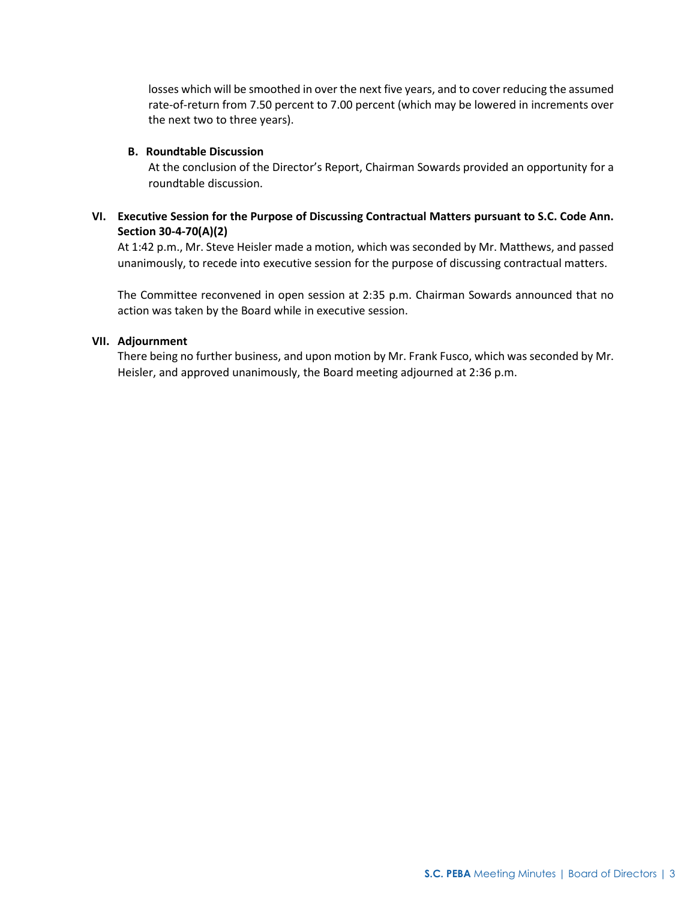losses which will be smoothed in over the next five years, and to cover reducing the assumed rate-of-return from 7.50 percent to 7.00 percent (which may be lowered in increments over the next two to three years).

**B. Roundtable Discussion**

At the conclusion of the Director's Report, Chairman Sowards provided an opportunity for a roundtable discussion.

**VI. Executive Session for the Purpose of Discussing Contractual Matters pursuant to S.C. Code Ann. Section 30-4-70(A)(2)**

At 1:42 p.m., Mr. Steve Heisler made a motion, which was seconded by Mr. Matthews, and passed unanimously, to recede into executive session for the purpose of discussing contractual matters.

The Committee reconvened in open session at 2:35 p.m. Chairman Sowards announced that no action was taken by the Board while in executive session.

**VII. Adjournment**

There being no further business, and upon motion by Mr. Frank Fusco, which was seconded by Mr. Heisler, and approved unanimously, the Board meeting adjourned at 2:36 p.m.